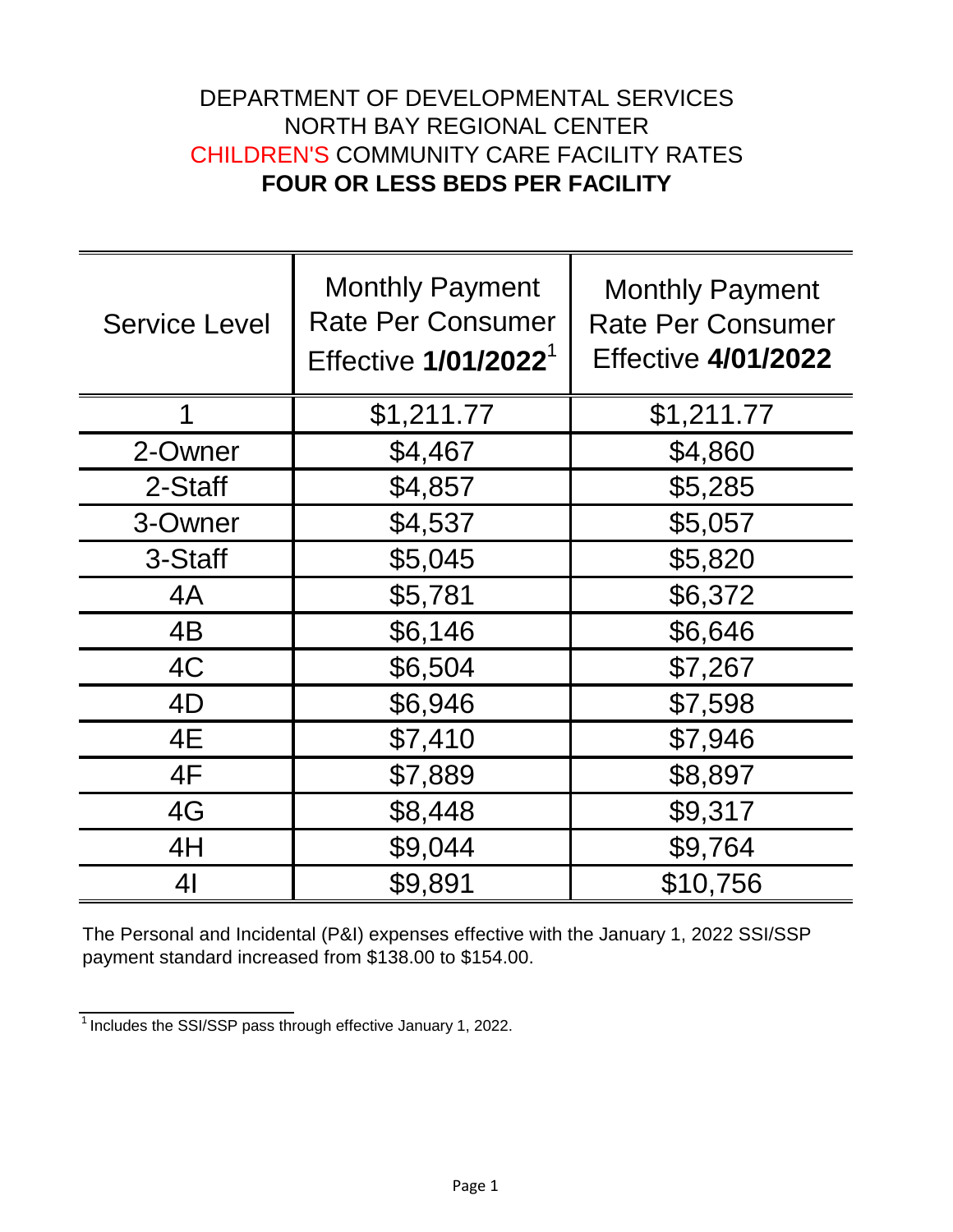# DEPARTMENT OF DEVELOPMENTAL SERVICES
# NORTH BAY REGIONAL CENTER
# CHILDREN'S COMMUNITY CARE FACILITY RATES
# **FOUR OR LESS BEDS PER FACILITY**

| Service Level | Monthly Payment Rate Per Consumer Effective **1/01/2022**[1] | Monthly Payment Rate Per Consumer Effective **4/01/2022** |
|---|---|---|
| 1 | $1,211.77 | $1,211.77 |
| 2-Owner | $4,467 | $4,860 |
| 2-Staff | $4,857 | $5,285 |
| 3-Owner | $4,537 | $5,057 |
| 3-Staff | $5,045 | $5,820 |
| 4A | $5,781 | $6,372 |
| 4B | $6,146 | $6,646 |
| 4C | $6,504 | $7,267 |
| 4D | $6,946 | $7,598 |
| 4E | $7,410 | $7,946 |
| 4F | $7,889 | $8,897 |
| 4G | $8,448 | $9,317 |
| 4H | $9,044 | $9,764 |
| 4I | $9,891 | $10,756 |

The Personal and Incidental (P&I) expenses effective with the January 1, 2022 SSI/SSP payment standard increased from $138.00 to $154.00.

[1] Includes the SSI/SSP pass through effective January 1, 2022.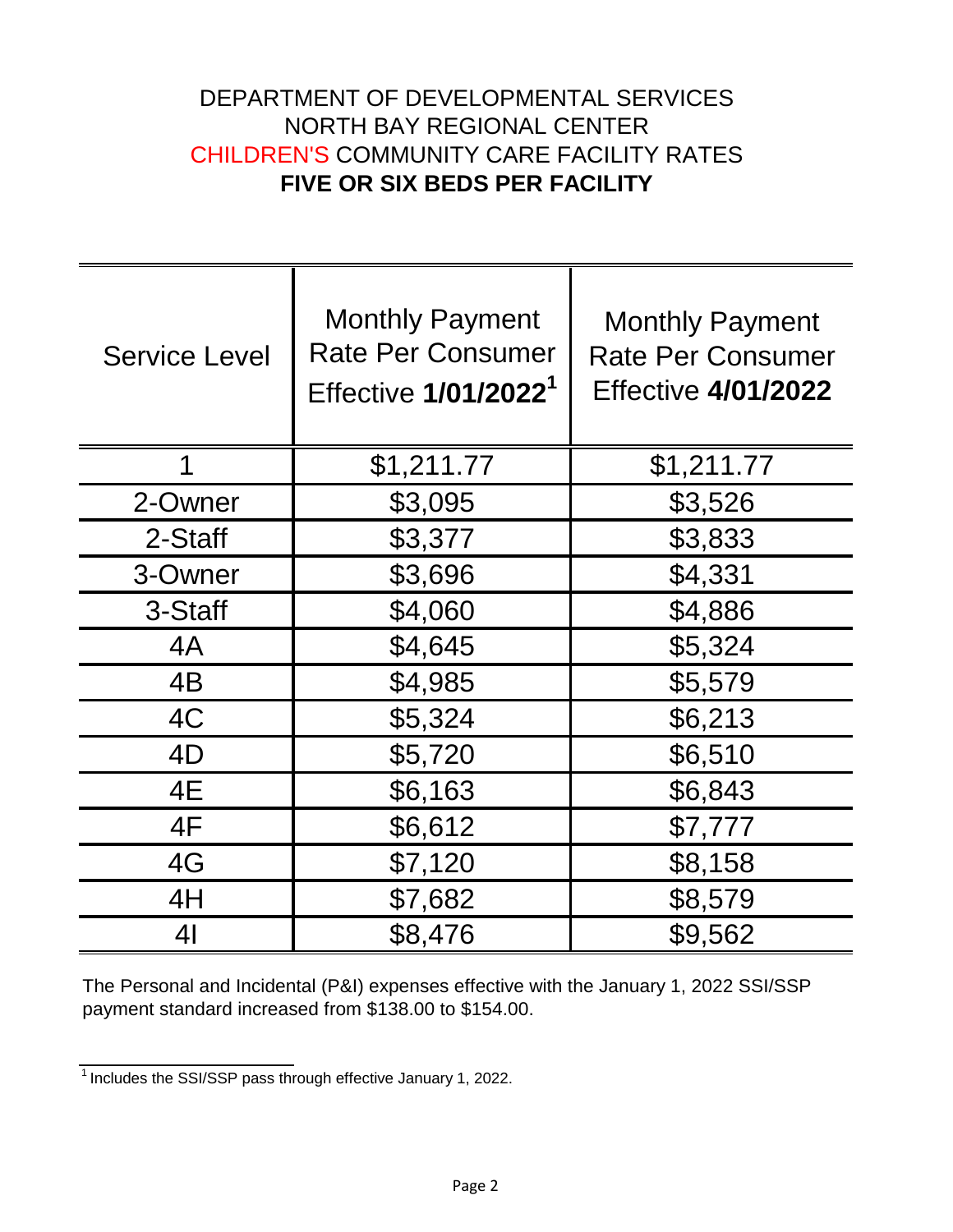# DEPARTMENT OF DEVELOPMENTAL SERVICES
## NORTH BAY REGIONAL CENTER
## CHILDREN'S COMMUNITY CARE FACILITY RATES
## **FIVE OR SIX BEDS PER FACILITY**

| Service Level | Monthly Payment Rate Per Consumer Effective **1/01/2022**[1] | Monthly Payment Rate Per Consumer Effective **4/01/2022** |
|---|---|---|
| 1 | $1,211.77 | $1,211.77 |
| 2-Owner | $3,095 | $3,526 |
| 2-Staff | $3,377 | $3,833 |
| 3-Owner | $3,696 | $4,331 |
| 3-Staff | $4,060 | $4,886 |
| 4A | $4,645 | $5,324 |
| 4B | $4,985 | $5,579 |
| 4C | $5,324 | $6,213 |
| 4D | $5,720 | $6,510 |
| 4E | $6,163 | $6,843 |
| 4F | $6,612 | $7,777 |
| 4G | $7,120 | $8,158 |
| 4H | $7,682 | $8,579 |
| 4I | $8,476 | $9,562 |

The Personal and Incidental (P&I) expenses effective with the January 1, 2022 SSI/SSP payment standard increased from $138.00 to $154.00.

[1] Includes the SSI/SSP pass through effective January 1, 2022.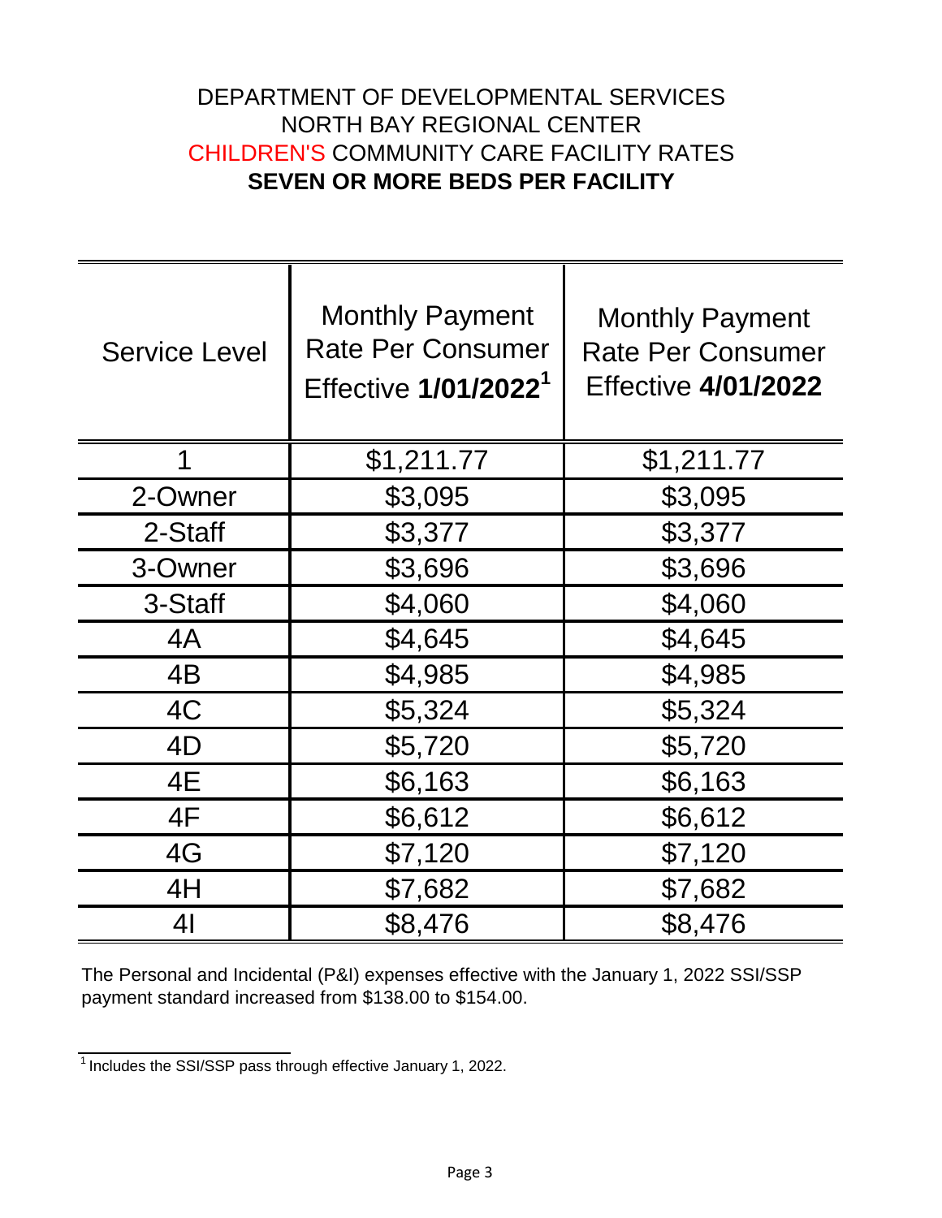DEPARTMENT OF DEVELOPMENTAL SERVICES
NORTH BAY REGIONAL CENTER
CHILDREN'S COMMUNITY CARE FACILITY RATES
**SEVEN OR MORE BEDS PER FACILITY**

| Service Level | Monthly Payment Rate Per Consumer Effective **1/01/2022**[1] | Monthly Payment Rate Per Consumer Effective **4/01/2022** |
|---|---|---|
| 1 | $1,211.77 | $1,211.77 |
| 2-Owner | $3,095 | $3,095 |
| 2-Staff | $3,377 | $3,377 |
| 3-Owner | $3,696 | $3,696 |
| 3-Staff | $4,060 | $4,060 |
| 4A | $4,645 | $4,645 |
| 4B | $4,985 | $4,985 |
| 4C | $5,324 | $5,324 |
| 4D | $5,720 | $5,720 |
| 4E | $6,163 | $6,163 |
| 4F | $6,612 | $6,612 |
| 4G | $7,120 | $7,120 |
| 4H | $7,682 | $7,682 |
| 4I | $8,476 | $8,476 |

The Personal and Incidental (P&I) expenses effective with the January 1, 2022 SSI/SSP payment standard increased from $138.00 to $154.00.

[1] Includes the SSI/SSP pass through effective January 1, 2022.